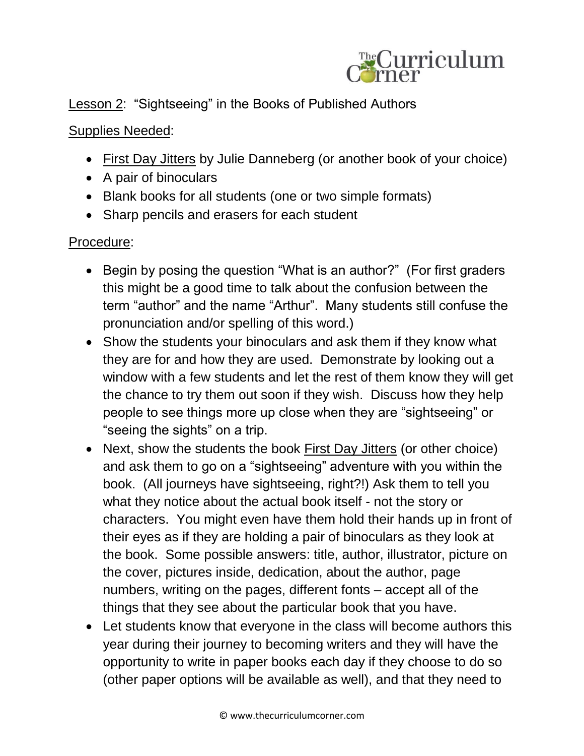Lesson 2: "Sightseeing" in the Books of Published Authors

Supplies Needed:

- First Day Jitters by Julie Danneberg (or another book of your choice)
- A pair of binoculars
- Blank books for all students (one or two simple formats)
- Sharp pencils and erasers for each student

Procedure:

- Begin by posing the question "What is an author?" (For first graders this might be a good time to talk about the confusion between the term "author" and the name "Arthur". Many students still confuse the pronunciation and/or spelling of this word.)
- Show the students your binoculars and ask them if they know what they are for and how they are used. Demonstrate by looking out a window with a few students and let the rest of them know they will get the chance to try them out soon if they wish. Discuss how they help people to see things more up close when they are "sightseeing" or "seeing the sights" on a trip.
- Next, show the students the book First Day Jitters (or other choice) and ask them to go on a "sightseeing" adventure with you within the book. (All journeys have sightseeing, right?!) Ask them to tell you what they notice about the actual book itself - not the story or characters. You might even have them hold their hands up in front of their eyes as if they are holding a pair of binoculars as they look at the book. Some possible answers: title, author, illustrator, picture on the cover, pictures inside, dedication, about the author, page numbers, writing on the pages, different fonts – accept all of the things that they see about the particular book that you have.
- Let students know that everyone in the class will become authors this year during their journey to becoming writers and they will have the opportunity to write in paper books each day if they choose to do so (other paper options will be available as well), and that they need to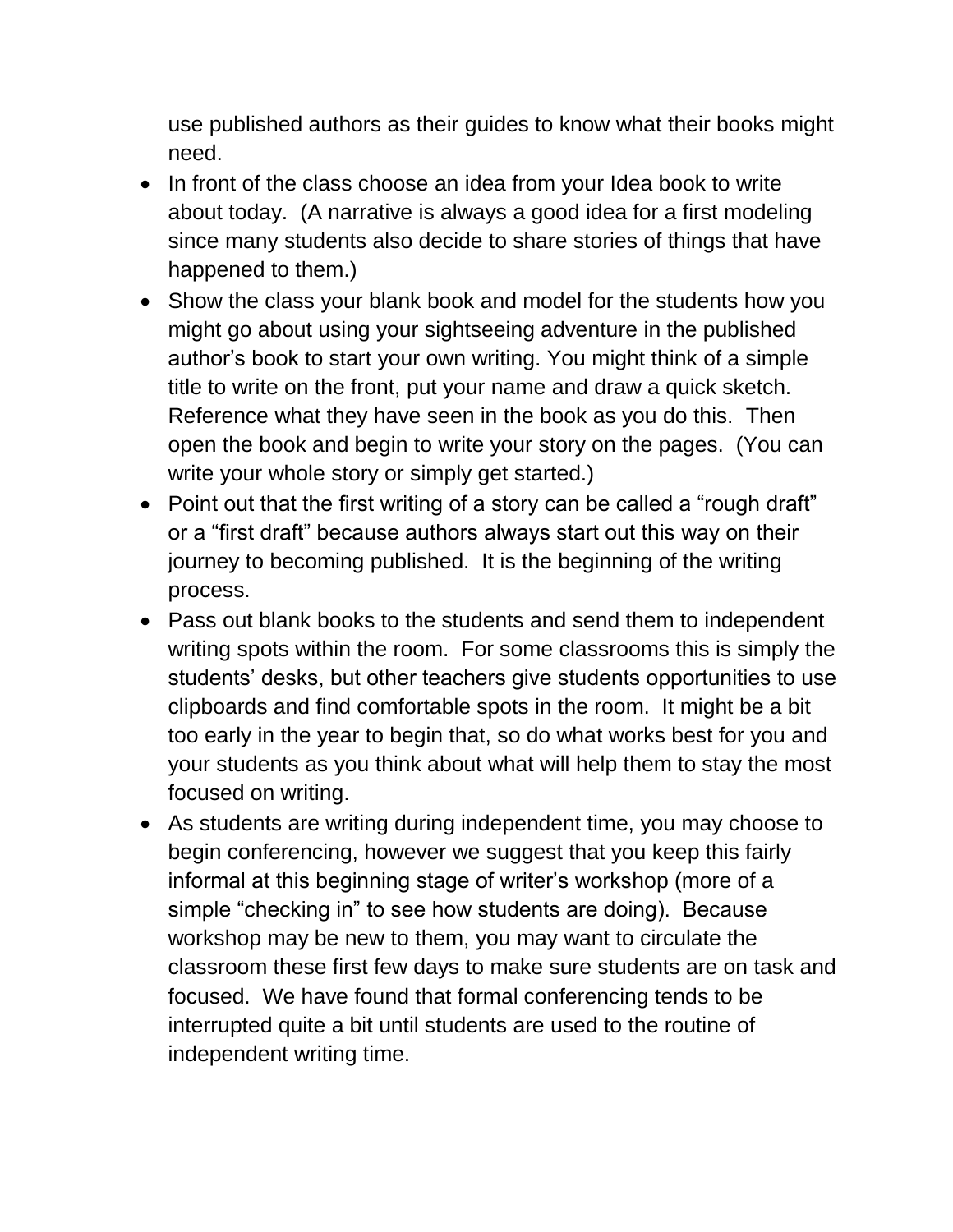use published authors as their guides to know what their books might need.

- In front of the class choose an idea from your Idea book to write about today. (A narrative is always a good idea for a first modeling since many students also decide to share stories of things that have happened to them.)
- Show the class your blank book and model for the students how you might go about using your sightseeing adventure in the published author's book to start your own writing. You might think of a simple title to write on the front, put your name and draw a quick sketch. Reference what they have seen in the book as you do this. Then open the book and begin to write your story on the pages. (You can write your whole story or simply get started.)
- Point out that the first writing of a story can be called a "rough draft" or a "first draft" because authors always start out this way on their journey to becoming published. It is the beginning of the writing process.
- Pass out blank books to the students and send them to independent writing spots within the room. For some classrooms this is simply the students' desks, but other teachers give students opportunities to use clipboards and find comfortable spots in the room. It might be a bit too early in the year to begin that, so do what works best for you and your students as you think about what will help them to stay the most focused on writing.
- As students are writing during independent time, you may choose to begin conferencing, however we suggest that you keep this fairly informal at this beginning stage of writer's workshop (more of a simple "checking in" to see how students are doing). Because workshop may be new to them, you may want to circulate the classroom these first few days to make sure students are on task and focused. We have found that formal conferencing tends to be interrupted quite a bit until students are used to the routine of independent writing time.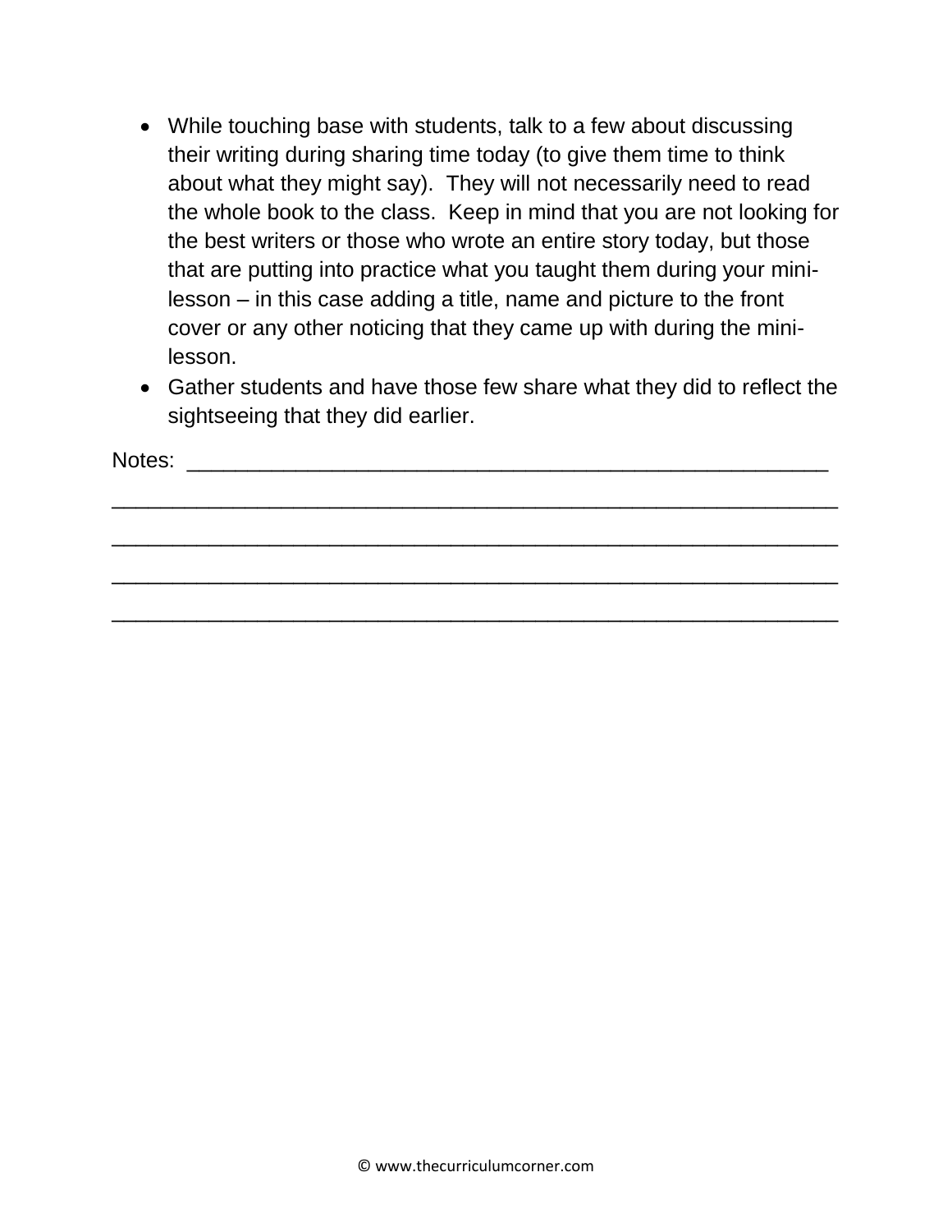- While touching base with students, talk to a few about discussing their writing during sharing time today (to give them time to think about what they might say). They will not necessarily need to read the whole book to the class. Keep in mind that you are not looking for the best writers or those who wrote an entire story today, but those that are putting into practice what you taught them during your mini-lesson – in this case adding a title, name and picture to the front cover or any other noticing that they came up with during the mini-lesson.
- Gather students and have those few share what they did to reflect the sightseeing that they did earlier.

Notes: ______________________________________________________

_______________________________________________________________

_______________________________________________________________

_______________________________________________________________

_______________________________________________________________